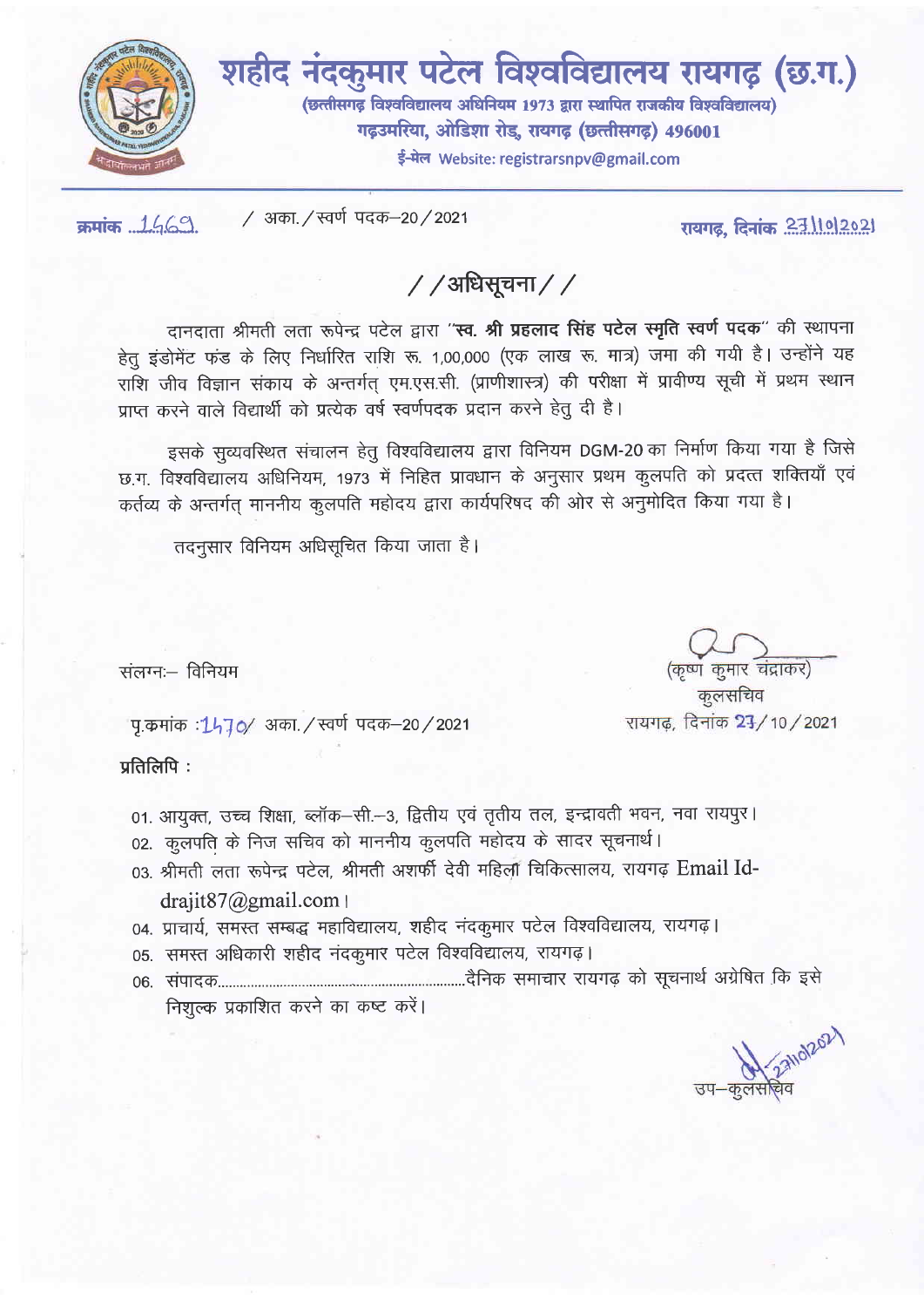# शहीद नंदकुमार पटेल विश्वविद्यालय रायगढ़ (छ.ग.)

(छत्तीसगढ़ विश्वविद्यालय अधिनियम 1973 द्वारा स्थापित राजकीय विश्वविद्यालय)
गढ़उमरिया, ओडिशा रोड, रायगढ़ (छत्तीसगढ़) 496001
ई-मेल Website: registrarsnpv@gmail.com

क्रमांक 1469 / अका./स्वर्ण पदक–20/2021 रायगढ़, दिनांक 23/10/2021

## //अधिसूचना//

दानदाता श्रीमती लता रूपेन्द्र पटेल द्वारा "**स्व. श्री प्रहलाद सिंह पटेल स्मृति स्वर्ण पदक**" की स्थापना हेतु इंडोमेंट फंड के लिए निर्धारित राशि रू. 1,00,000 (एक लाख रू. मात्र) जमा की गयी है। उन्होंने यह राशि जीव विज्ञान संकाय के अन्तर्गत् एम.एस.सी. (प्राणीशास्त्र) की परीक्षा में प्रावीण्य सूची में प्रथम स्थान प्राप्त करने वाले विद्यार्थी को प्रत्येक वर्ष स्वर्णपदक प्रदान करने हेतु दी है।

इसके सुव्यवस्थित संचालन हेतु विश्वविद्यालय द्वारा विनियम DGM-20 का निर्माण किया गया है जिसे छ.ग. विश्वविद्यालय अधिनियम, 1973 में निहित प्रावधान के अनुसार प्रथम कुलपति को प्रदत्त शक्तियाँ एवं कर्तव्य के अन्तर्गत् माननीय कुलपति महोदय द्वारा कार्यपरिषद की ओर से अनुमोदित किया गया है।

तदनुसार विनियम अधिसूचित किया जाता है।

संलग्नः– विनियम

(कृष्ण कुमार चंद्राकर)
कुलसचिव

पृ.क्रमांक :1470/ अका./स्वर्ण पदक–20/2021 रायगढ़, दिनांक 23/10/2021

**प्रतिलिपि :**

01. आयुक्त, उच्च शिक्षा, ब्लॉक–सी.–3, द्वितीय एवं तृतीय तल, इन्द्रावती भवन, नवा रायपुर।
02. कुलपति के निज सचिव को माननीय कुलपति महोदय के सादर सूचनार्थ।
03. श्रीमती लता रूपेन्द्र पटेल, श्रीमती अशर्फी देवी महिला चिकित्सालय, रायगढ़ Email Id- drajit87@gmail.com।
04. प्राचार्य, समस्त सम्बद्ध महाविद्यालय, शहीद नंदकुमार पटेल विश्वविद्यालय, रायगढ़।
05. समस्त अधिकारी शहीद नंदकुमार पटेल विश्वविद्यालय, रायगढ़।
06. संपादक.................................................................दैनिक समाचार रायगढ़ को सूचनार्थ अग्रेषित कि इसे निशुल्क प्रकाशित करने का कष्ट करें।

23/10/2021
उप–कुलसचिव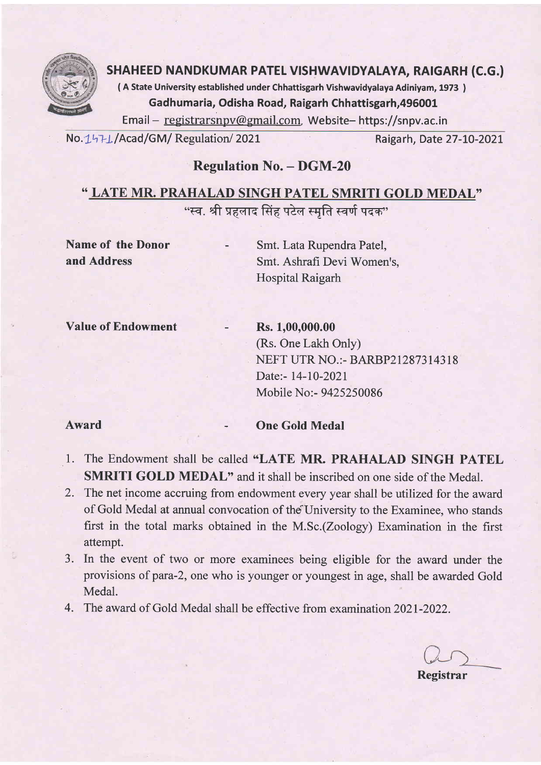# SHAHEED NANDKUMAR PATEL VISHWAVIDYALAYA, RAIGARH (C.G.)

( A State University established under Chhattisgarh Vishwavidyalaya Adiniyam, 1973 )

**Gadhumaria, Odisha Road, Raigarh Chhattisgarh,496001**

Email – registrarsnpv@gmail.com, Website– https://snpv.ac.in

No.1471/Acad/GM/ Regulation/ 2021 Raigarh, Date 27-10-2021

## Regulation No. – DGM-20

## " LATE MR. PRAHALAD SINGH PATEL SMRITI GOLD MEDAL"

"स्व. श्री प्रहलाद सिंह पटेल स्मृति स्वर्ण पदक"

| | | |
|---|---|---|
| **Name of the Donor and Address** | - | Smt. Lata Rupendra Patel, Smt. Ashrafi Devi Women's, Hospital Raigarh |
| **Value of Endowment** | - | **Rs. 1,00,000.00** (Rs. One Lakh Only) NEFT UTR NO.:- BARBP21287314318 Date:- 14-10-2021 Mobile No:- 9425250086 |
| **Award** | - | **One Gold Medal** |

1. The Endowment shall be called **"LATE MR. PRAHALAD SINGH PATEL SMRITI GOLD MEDAL"** and it shall be inscribed on one side of the Medal.
2. The net income accruing from endowment every year shall be utilized for the award of Gold Medal at annual convocation of the University to the Examinee, who stands first in the total marks obtained in the M.Sc.(Zoology) Examination in the first attempt.
3. In the event of two or more examinees being eligible for the award under the provisions of para-2, one who is younger or youngest in age, shall be awarded Gold Medal.
4. The award of Gold Medal shall be effective from examination 2021-2022.

**Registrar**